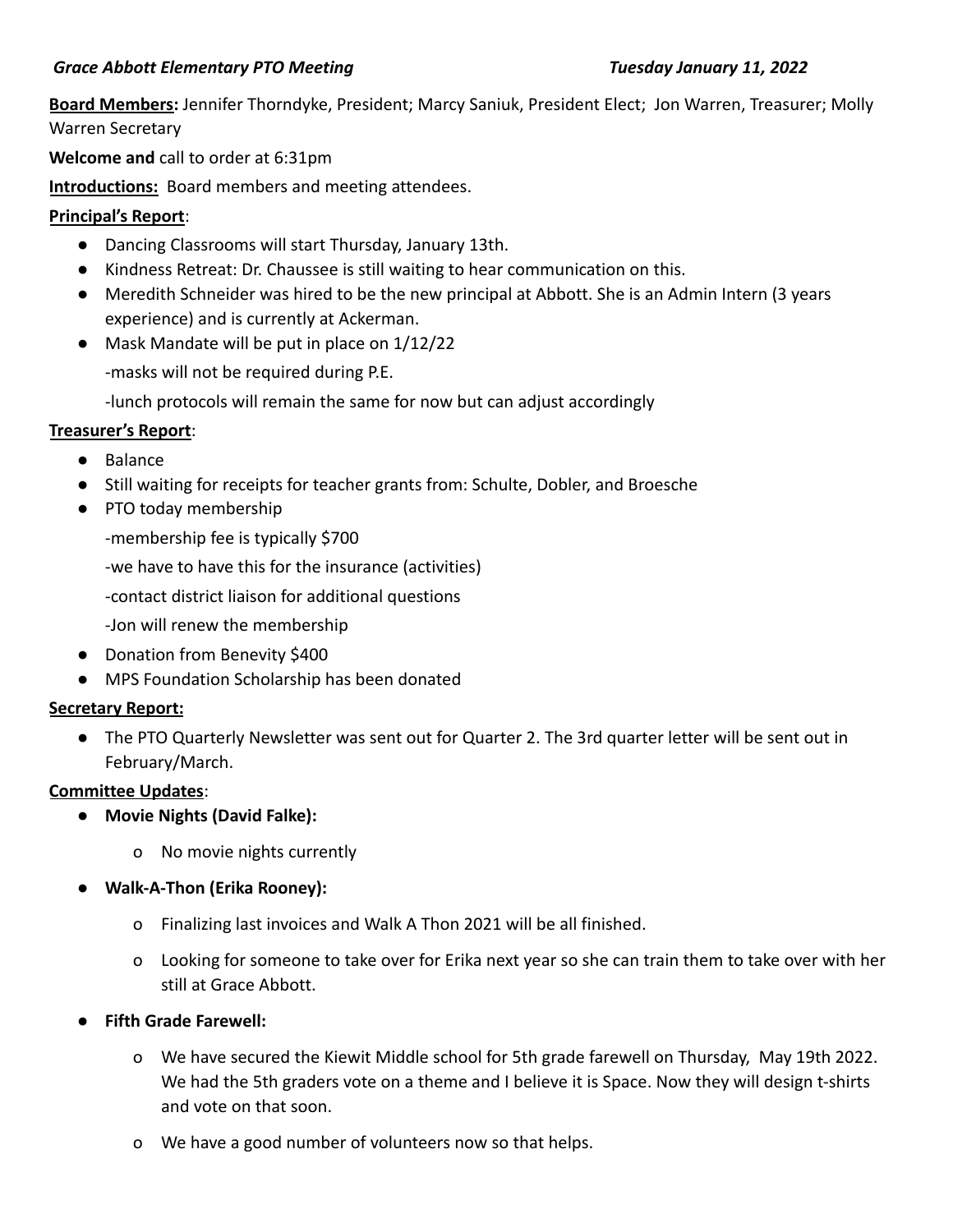*Grace Abbott Elementary PTO Meeting* *Tuesday January 11, 2022*

**Board Members:** Jennifer Thorndyke, President; Marcy Saniuk, President Elect; Jon Warren, Treasurer; Molly Warren Secretary

**Welcome and** call to order at 6:31pm

**Introductions:** Board members and meeting attendees.

**Principal's Report**:

- Dancing Classrooms will start Thursday, January 13th.
- Kindness Retreat: Dr. Chaussee is still waiting to hear communication on this.
- Meredith Schneider was hired to be the new principal at Abbott. She is an Admin Intern (3 years experience) and is currently at Ackerman.
- Mask Mandate will be put in place on 1/12/22

  -masks will not be required during P.E.

  -lunch protocols will remain the same for now but can adjust accordingly

**Treasurer's Report**:

- Balance
- Still waiting for receipts for teacher grants from: Schulte, Dobler, and Broesche
- PTO today membership

  -membership fee is typically $700

  -we have to have this for the insurance (activities)

  -contact district liaison for additional questions

  -Jon will renew the membership
- Donation from Benevity $400
- MPS Foundation Scholarship has been donated

**Secretary Report:**

- The PTO Quarterly Newsletter was sent out for Quarter 2. The 3rd quarter letter will be sent out in February/March.

**Committee Updates**:

- **Movie Nights (David Falke):**
  - No movie nights currently
- **Walk-A-Thon (Erika Rooney):**
  - Finalizing last invoices and Walk A Thon 2021 will be all finished.
  - Looking for someone to take over for Erika next year so she can train them to take over with her still at Grace Abbott.
- **Fifth Grade Farewell:**
  - We have secured the Kiewit Middle school for 5th grade farewell on Thursday, May 19th 2022. We had the 5th graders vote on a theme and I believe it is Space. Now they will design t-shirts and vote on that soon.
  - We have a good number of volunteers now so that helps.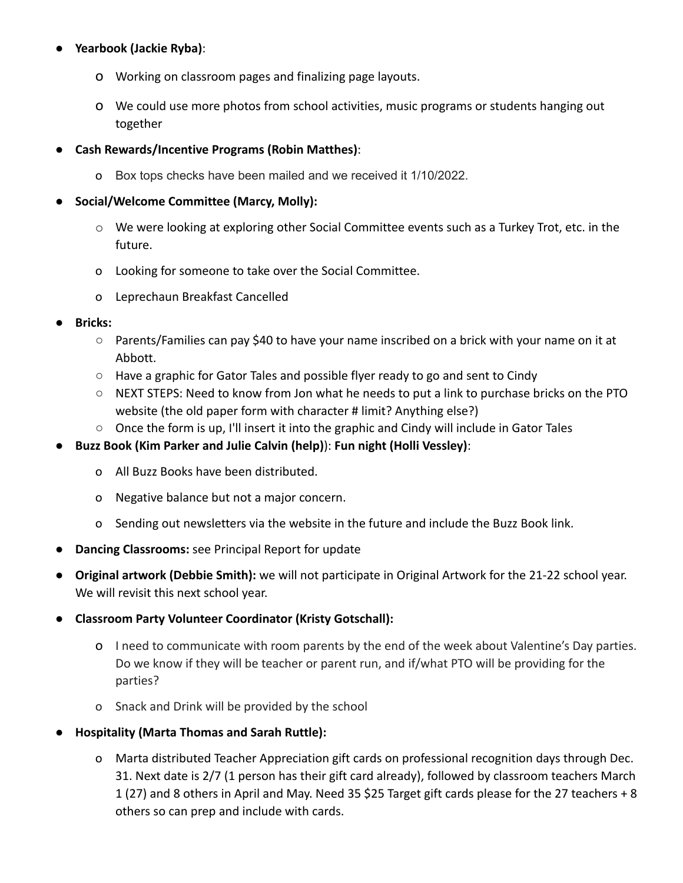- **Yearbook (Jackie Ryba)**:
    - Working on classroom pages and finalizing page layouts.
    - We could use more photos from school activities, music programs or students hanging out together
- **Cash Rewards/Incentive Programs (Robin Matthes)**:
    - Box tops checks have been mailed and we received it 1/10/2022.
- **Social/Welcome Committee (Marcy, Molly):**
    - We were looking at exploring other Social Committee events such as a Turkey Trot, etc. in the future.
    - Looking for someone to take over the Social Committee.
    - Leprechaun Breakfast Cancelled
- **Bricks:**
    - Parents/Families can pay $40 to have your name inscribed on a brick with your name on it at Abbott.
    - Have a graphic for Gator Tales and possible flyer ready to go and sent to Cindy
    - NEXT STEPS: Need to know from Jon what he needs to put a link to purchase bricks on the PTO website (the old paper form with character # limit? Anything else?)
    - Once the form is up, I'll insert it into the graphic and Cindy will include in Gator Tales
- **Buzz Book (Kim Parker and Julie Calvin (help)**): **Fun night (Holli Vessley)**:
    - All Buzz Books have been distributed.
    - Negative balance but not a major concern.
    - Sending out newsletters via the website in the future and include the Buzz Book link.
- **Dancing Classrooms:** see Principal Report for update
- **Original artwork (Debbie Smith):** we will not participate in Original Artwork for the 21-22 school year. We will revisit this next school year.
- **Classroom Party Volunteer Coordinator (Kristy Gotschall):**
    - I need to communicate with room parents by the end of the week about Valentine's Day parties. Do we know if they will be teacher or parent run, and if/what PTO will be providing for the parties?
    - Snack and Drink will be provided by the school
- **Hospitality (Marta Thomas and Sarah Ruttle):**
    - Marta distributed Teacher Appreciation gift cards on professional recognition days through Dec. 31. Next date is 2/7 (1 person has their gift card already), followed by classroom teachers March 1 (27) and 8 others in April and May. Need 35 $25 Target gift cards please for the 27 teachers + 8 others so can prep and include with cards.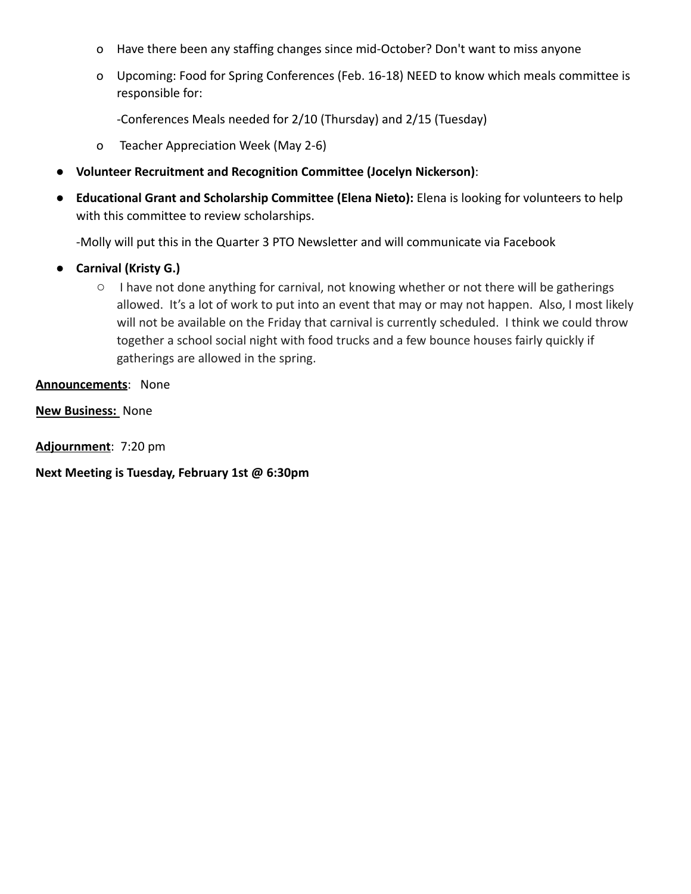- Have there been any staffing changes since mid-October? Don't want to miss anyone
  - Upcoming: Food for Spring Conferences (Feb. 16-18) NEED to know which meals committee is responsible for:

    -Conferences Meals needed for 2/10 (Thursday) and 2/15 (Tuesday)
  - Teacher Appreciation Week (May 2-6)
- **Volunteer Recruitment and Recognition Committee (Jocelyn Nickerson)**:
- **Educational Grant and Scholarship Committee (Elena Nieto):** Elena is looking for volunteers to help with this committee to review scholarships.

  -Molly will put this in the Quarter 3 PTO Newsletter and will communicate via Facebook
- **Carnival (Kristy G.)**
  - I have not done anything for carnival, not knowing whether or not there will be gatherings allowed. It's a lot of work to put into an event that may or may not happen. Also, I most likely will not be available on the Friday that carnival is currently scheduled. I think we could throw together a school social night with food trucks and a few bounce houses fairly quickly if gatherings are allowed in the spring.

**Announcements**: None

**New Business:** None

**Adjournment**: 7:20 pm

**Next Meeting is Tuesday, February 1st @ 6:30pm**